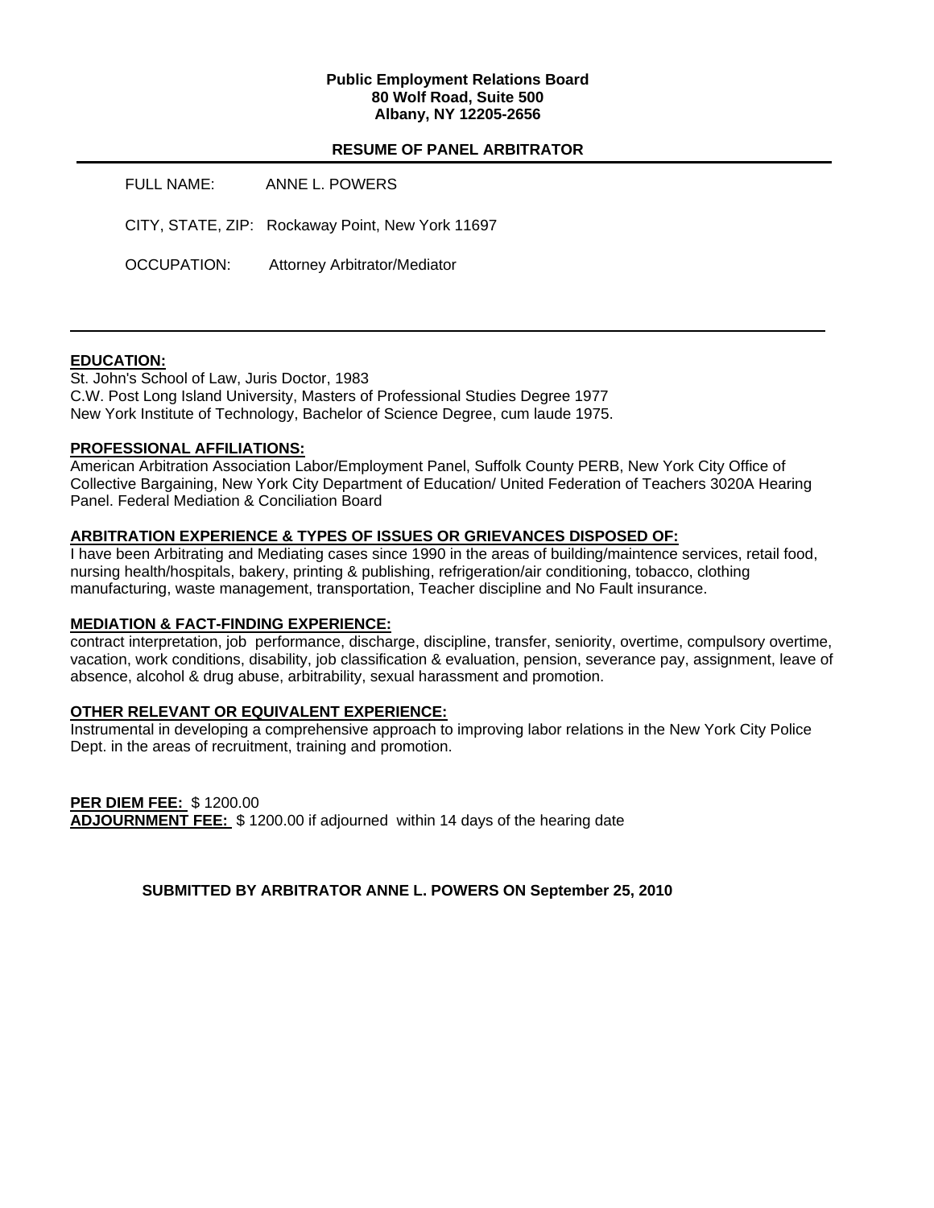**Public Employment Relations Board**
**80 Wolf Road, Suite 500**
**Albany, NY 12205-2656**

## RESUME OF PANEL ARBITRATOR

FULL NAME: ANNE L. POWERS

CITY, STATE, ZIP: Rockaway Point, New York 11697

OCCUPATION: Attorney Arbitrator/Mediator

---

### EDUCATION:

St. John's School of Law, Juris Doctor, 1983
C.W. Post Long Island University, Masters of Professional Studies Degree 1977
New York Institute of Technology, Bachelor of Science Degree, cum laude 1975.

### PROFESSIONAL AFFILIATIONS:

American Arbitration Association Labor/Employment Panel, Suffolk County PERB, New York City Office of Collective Bargaining, New York City Department of Education/ United Federation of Teachers 3020A Hearing Panel. Federal Mediation & Conciliation Board

### ARBITRATION EXPERIENCE & TYPES OF ISSUES OR GRIEVANCES DISPOSED OF:

I have been Arbitrating and Mediating cases since 1990 in the areas of building/maintence services, retail food, nursing health/hospitals, bakery, printing & publishing, refrigeration/air conditioning, tobacco, clothing manufacturing, waste management, transportation, Teacher discipline and No Fault insurance.

### MEDIATION & FACT-FINDING EXPERIENCE:

contract interpretation, job performance, discharge, discipline, transfer, seniority, overtime, compulsory overtime, vacation, work conditions, disability, job classification & evaluation, pension, severance pay, assignment, leave of absence, alcohol & drug abuse, arbitrability, sexual harassment and promotion.

### OTHER RELEVANT OR EQUIVALENT EXPERIENCE:

Instrumental in developing a comprehensive approach to improving labor relations in the New York City Police Dept. in the areas of recruitment, training and promotion.

**PER DIEM FEE:** $ 1200.00
**ADJOURNMENT FEE:** $ 1200.00 if adjourned within 14 days of the hearing date

**SUBMITTED BY ARBITRATOR ANNE L. POWERS ON September 25, 2010**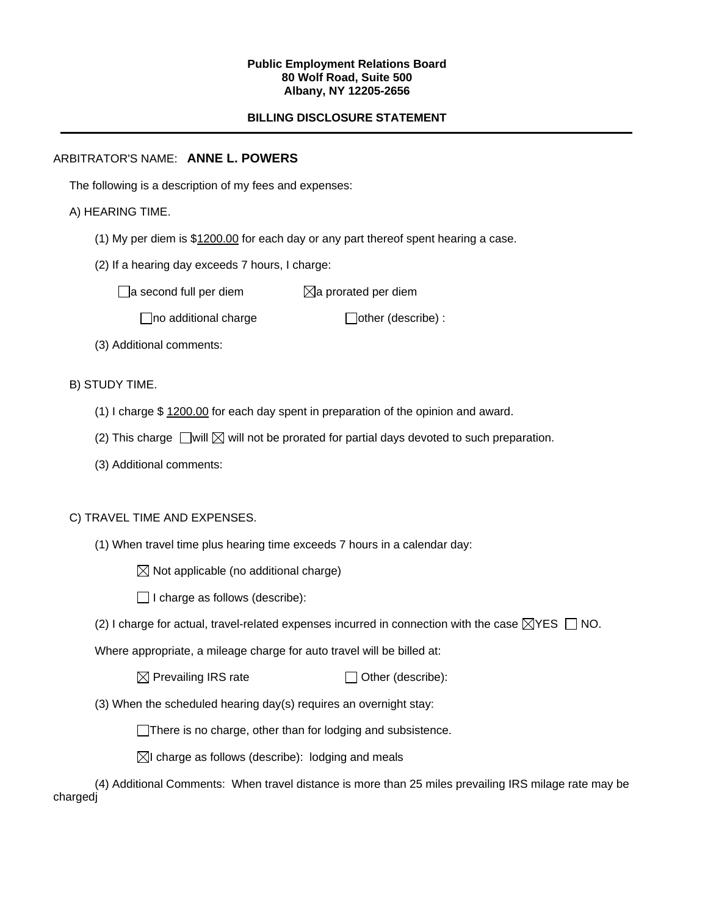**Public Employment Relations Board**
**80 Wolf Road, Suite 500**
**Albany, NY 12205-2656**

**BILLING DISCLOSURE STATEMENT**

---

ARBITRATOR'S NAME: **ANNE L. POWERS**

The following is a description of my fees and expenses:

A) HEARING TIME.

(1) My per diem is $1200.00 for each day or any part thereof spent hearing a case.

(2) If a hearing day exceeds 7 hours, I charge:

☐ a second full per diem ☒ a prorated per diem

☐ no additional charge ☐ other (describe) :

(3) Additional comments:

B) STUDY TIME.

(1) I charge $ 1200.00 for each day spent in preparation of the opinion and award.

(2) This charge ☐ will ☒ will not be prorated for partial days devoted to such preparation.

(3) Additional comments:

C) TRAVEL TIME AND EXPENSES.

(1) When travel time plus hearing time exceeds 7 hours in a calendar day:

☒ Not applicable (no additional charge)

☐ I charge as follows (describe):

(2) I charge for actual, travel-related expenses incurred in connection with the case ☒ YES ☐ NO.

Where appropriate, a mileage charge for auto travel will be billed at:

☒ Prevailing IRS rate ☐ Other (describe):

(3) When the scheduled hearing day(s) requires an overnight stay:

☐ There is no charge, other than for lodging and subsistence.

☒ I charge as follows (describe): lodging and meals

(4) Additional Comments: When travel distance is more than 25 miles prevailing IRS milage rate may be chargedj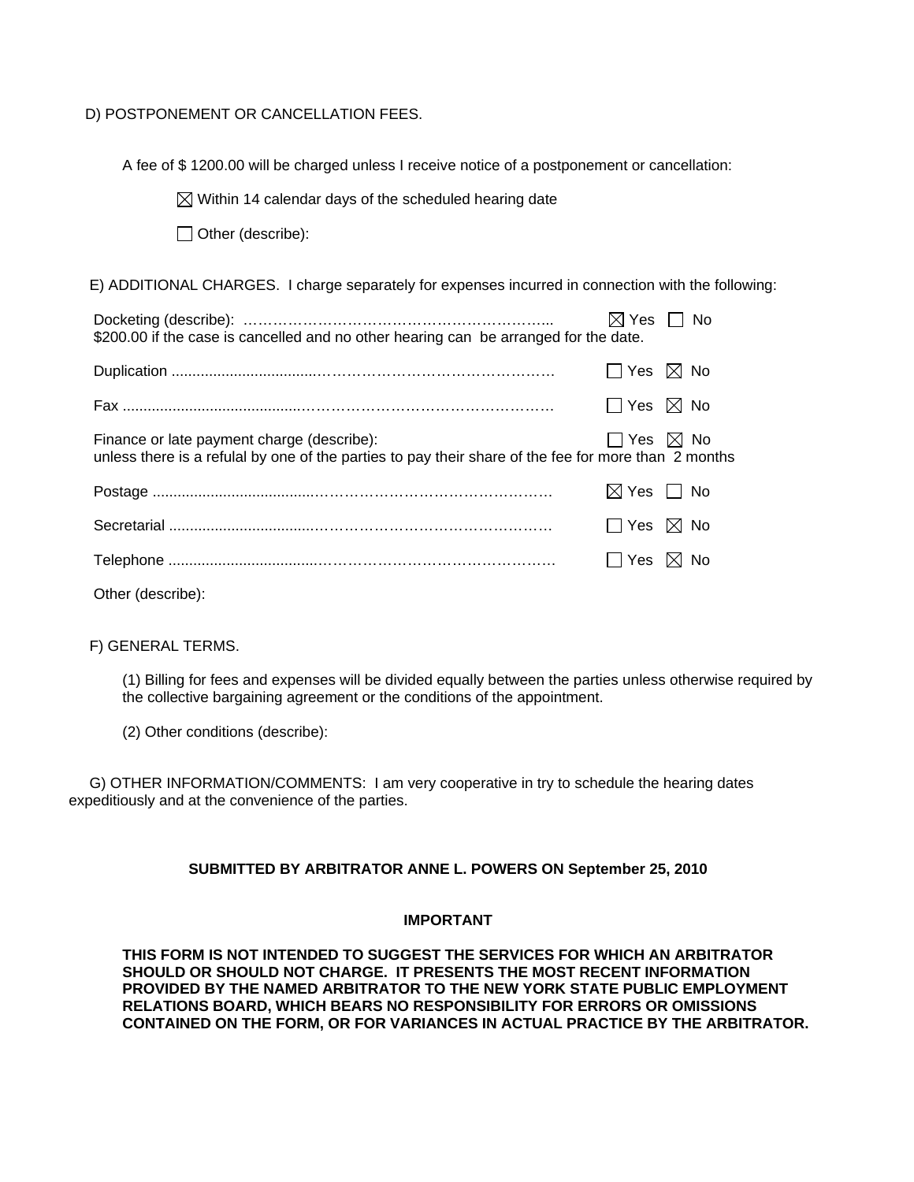D) POSTPONEMENT OR CANCELLATION FEES.

A fee of $ 1200.00 will be charged unless I receive notice of a postponement or cancellation:

☒ Within 14 calendar days of the scheduled hearing date

☐ Other (describe):

E) ADDITIONAL CHARGES. I charge separately for expenses incurred in connection with the following:

Docketing (describe): ……………………………………………………... ☒ Yes ☐ No
$200.00 if the case is cancelled and no other hearing can be arranged for the date.

Duplication ..................................…………………………………………. ☐ Yes ☒ No

Fax ...........................................…………………………………………… ☐ Yes ☒ No

Finance or late payment charge (describe): ☐ Yes ☒ No
unless there is a refulal by one of the parties to pay their share of the fee for more than 2 months

Postage ......................................…………………………………………. ☒ Yes ☐ No

Secretarial ..................................…………………………………………. ☐ Yes ☒ No

Telephone ...................................…………………………………………. ☐ Yes ☒ No

Other (describe):

F) GENERAL TERMS.

(1) Billing for fees and expenses will be divided equally between the parties unless otherwise required by the collective bargaining agreement or the conditions of the appointment.

(2) Other conditions (describe):

G) OTHER INFORMATION/COMMENTS: I am very cooperative in try to schedule the hearing dates expeditiously and at the convenience of the parties.

**SUBMITTED BY ARBITRATOR ANNE L. POWERS ON September 25, 2010**

**IMPORTANT**

**THIS FORM IS NOT INTENDED TO SUGGEST THE SERVICES FOR WHICH AN ARBITRATOR SHOULD OR SHOULD NOT CHARGE. IT PRESENTS THE MOST RECENT INFORMATION PROVIDED BY THE NAMED ARBITRATOR TO THE NEW YORK STATE PUBLIC EMPLOYMENT RELATIONS BOARD, WHICH BEARS NO RESPONSIBILITY FOR ERRORS OR OMISSIONS CONTAINED ON THE FORM, OR FOR VARIANCES IN ACTUAL PRACTICE BY THE ARBITRATOR.**